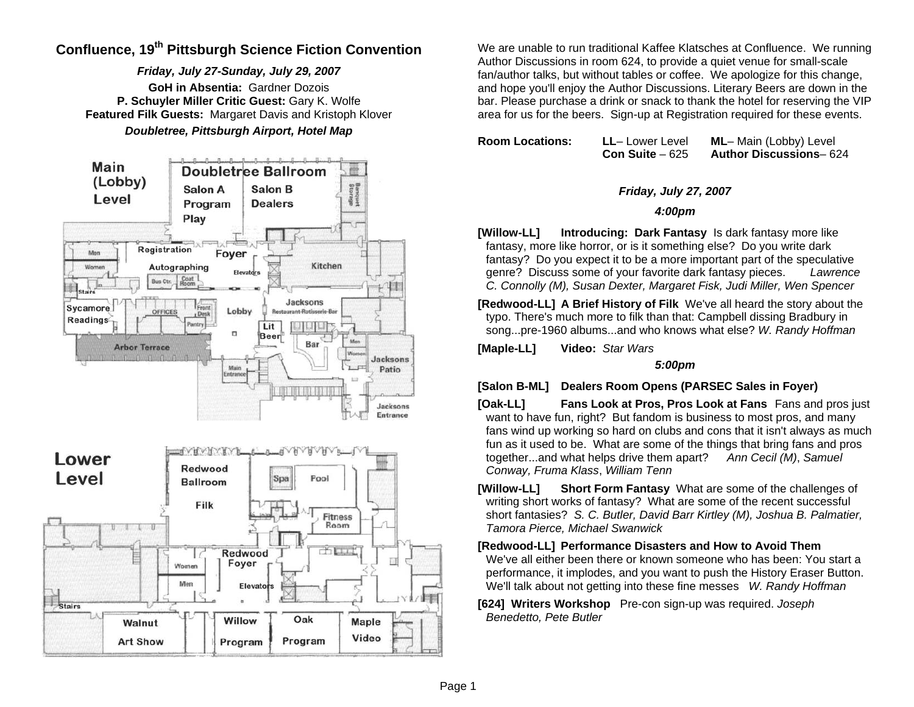# Confluence, 19th Pittsburgh Science Fiction Convention

***Friday, July 27-Sunday, July 29, 2007***

**GoH in Absentia:** Gardner Dozois
**P. Schuyler Miller Critic Guest:** Gary K. Wolfe
**Featured Filk Guests:** Margaret Davis and Kristoph Klover

***Doubletree, Pittsburgh Airport, Hotel Map***

Main (Lobby) Level

Doubletree Ballroom — Salon A: Program, Play — Salon B: Dealers — Banquet Storage
Registration — Foyer — Autographing — Elevators — Kitchen — Men — Women — Bus Ctr. — Coat Room — Stairs
Sycamore: Readings — OFFICES — Front Desk — Pantry — Lobby — Jacksons Restaurant-Rotisserie-Bar — Lit Beer — Bar — Men — Women — Jacksons Patio
Arbor Terrace — Main Entrance — Jacksons Entrance

Lower Level

Redwood Ballroom: Filk — Spa — Pool — Fitness Room
Redwood Foyer — Women — Men — Elevators — Stairs
Walnut: Art Show — Willow: Program — Oak: Program — Maple: Video

We are unable to run traditional Kaffee Klatsches at Confluence. We running Author Discussions in room 624, to provide a quiet venue for small-scale fan/author talks, but without tables or coffee. We apologize for this change, and hope you'll enjoy the Author Discussions. Literary Beers are down in the bar. Please purchase a drink or snack to thank the hotel for reserving the VIP area for us for the beers. Sign-up at Registration required for these events.

| **Room Locations:** | **LL**– Lower Level | **ML**– Main (Lobby) Level |
|---|---|---|
| | **Con Suite** – 625 | **Author Discussions**– 624 |

## *Friday, July 27, 2007*

### *4:00pm*

**[Willow-LL] Introducing: Dark Fantasy** Is dark fantasy more like fantasy, more like horror, or is it something else? Do you write dark fantasy? Do you expect it to be a more important part of the speculative genre? Discuss some of your favorite dark fantasy pieces. *Lawrence C. Connolly (M), Susan Dexter, Margaret Fisk, Judi Miller, Wen Spencer*

**[Redwood-LL] A Brief History of Filk** We've all heard the story about the typo. There's much more to filk than that: Campbell dissing Bradbury in song...pre-1960 albums...and who knows what else? *W. Randy Hoffman*

**[Maple-LL] Video:** *Star Wars*

### *5:00pm*

**[Salon B-ML] Dealers Room Opens (PARSEC Sales in Foyer)**

**[Oak-LL] Fans Look at Pros, Pros Look at Fans** Fans and pros just want to have fun, right? But fandom is business to most pros, and many fans wind up working so hard on clubs and cons that it isn't always as much fun as it used to be. What are some of the things that bring fans and pros together...and what helps drive them apart? *Ann Cecil (M), Samuel Conway, Fruma Klass, William Tenn*

**[Willow-LL] Short Form Fantasy** What are some of the challenges of writing short works of fantasy? What are some of the recent successful short fantasies? *S. C. Butler, David Barr Kirtley (M), Joshua B. Palmatier, Tamora Pierce, Michael Swanwick*

**[Redwood-LL] Performance Disasters and How to Avoid Them** We've all either been there or known someone who has been: You start a performance, it implodes, and you want to push the History Eraser Button. We'll talk about not getting into these fine messes *W. Randy Hoffman*

**[624] Writers Workshop** Pre-con sign-up was required. *Joseph Benedetto, Pete Butler*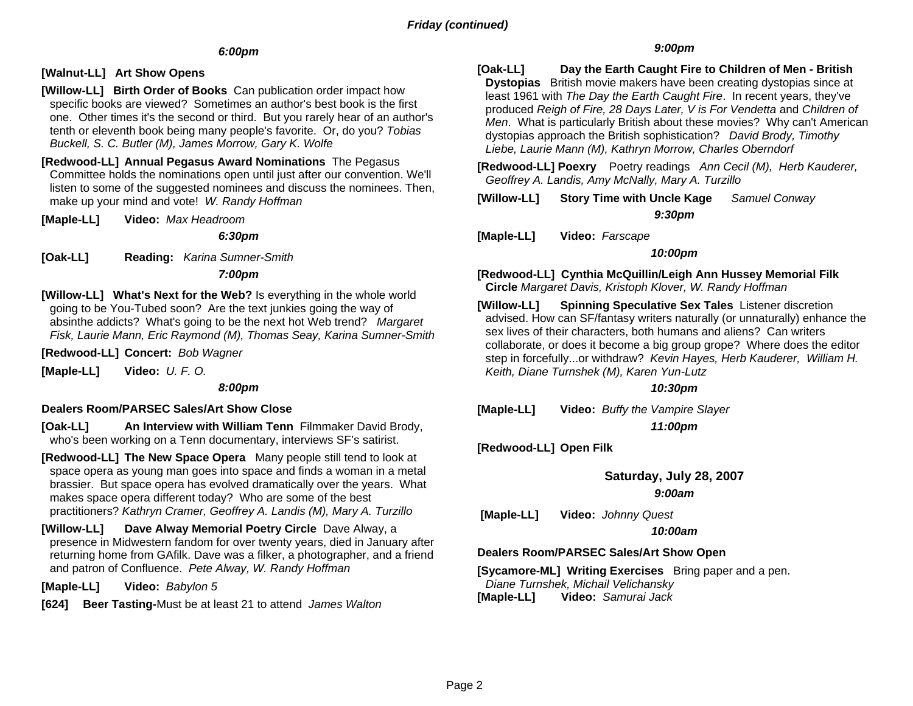## Friday (continued)

### *6:00pm*

**[Walnut-LL] Art Show Opens**

**[Willow-LL] Birth Order of Books** Can publication order impact how specific books are viewed? Sometimes an author's best book is the first one. Other times it's the second or third. But you rarely hear of an author's tenth or eleventh book being many people's favorite. Or, do you? *Tobias Buckell, S. C. Butler (M), James Morrow, Gary K. Wolfe*

**[Redwood-LL] Annual Pegasus Award Nominations** The Pegasus Committee holds the nominations open until just after our convention. We'll listen to some of the suggested nominees and discuss the nominees. Then, make up your mind and vote! *W. Randy Hoffman*

**[Maple-LL] Video:** *Max Headroom*

### *6:30pm*

**[Oak-LL] Reading:** *Karina Sumner-Smith*

### *7:00pm*

**[Willow-LL] What's Next for the Web?** Is everything in the whole world going to be You-Tubed soon? Are the text junkies going the way of absinthe addicts? What's going to be the next hot Web trend? *Margaret Fisk, Laurie Mann, Eric Raymond (M), Thomas Seay, Karina Sumner-Smith*

**[Redwood-LL] Concert:** *Bob Wagner*

**[Maple-LL] Video:** *U. F. O.*

### *8:00pm*

**Dealers Room/PARSEC Sales/Art Show Close**

**[Oak-LL] An Interview with William Tenn** Filmmaker David Brody, who's been working on a Tenn documentary, interviews SF's satirist.

**[Redwood-LL] The New Space Opera** Many people still tend to look at space opera as young man goes into space and finds a woman in a metal brassier. But space opera has evolved dramatically over the years. What makes space opera different today? Who are some of the best practitioners? *Kathryn Cramer, Geoffrey A. Landis (M), Mary A. Turzillo*

**[Willow-LL] Dave Alway Memorial Poetry Circle** Dave Alway, a presence in Midwestern fandom for over twenty years, died in January after returning home from GAfilk. Dave was a filker, a photographer, and a friend and patron of Confluence. *Pete Alway, W. Randy Hoffman*

**[Maple-LL] Video:** *Babylon 5*

**[624] Beer Tasting-**Must be at least 21 to attend *James Walton*

### *9:00pm*

**[Oak-LL] Day the Earth Caught Fire to Children of Men - British Dystopias** British movie makers have been creating dystopias since at least 1961 with *The Day the Earth Caught Fire*. In recent years, they've produced *Reigh of Fire, 28 Days Later, V is For Vendetta* and *Children of Men*. What is particularly British about these movies? Why can't American dystopias approach the British sophistication? *David Brody, Timothy Liebe, Laurie Mann (M), Kathryn Morrow, Charles Oberndorf*

**[Redwood-LL] Poexry** Poetry readings *Ann Cecil (M), Herb Kauderer, Geoffrey A. Landis, Amy McNally, Mary A. Turzillo*

**[Willow-LL] Story Time with Uncle Kage** *Samuel Conway*

### *9:30pm*

**[Maple-LL] Video:** *Farscape*

### *10:00pm*

**[Redwood-LL] Cynthia McQuillin/Leigh Ann Hussey Memorial Filk Circle** *Margaret Davis, Kristoph Klover, W. Randy Hoffman*

**[Willow-LL] Spinning Speculative Sex Tales** Listener discretion advised. How can SF/fantasy writers naturally (or unnaturally) enhance the sex lives of their characters, both humans and aliens? Can writers collaborate, or does it become a big group grope? Where does the editor step in forcefully...or withdraw? *Kevin Hayes, Herb Kauderer, William H. Keith, Diane Turnshek (M), Karen Yun-Lutz*

### *10:30pm*

**[Maple-LL] Video:** *Buffy the Vampire Slayer*

### *11:00pm*

**[Redwood-LL] Open Filk**

## Saturday, July 28, 2007

### *9:00am*

**[Maple-LL] Video:** *Johnny Quest*

### *10:00am*

**Dealers Room/PARSEC Sales/Art Show Open**

**[Sycamore-ML] Writing Exercises** Bring paper and a pen. *Diane Turnshek, Michail Velichansky*

**[Maple-LL] Video:** *Samurai Jack*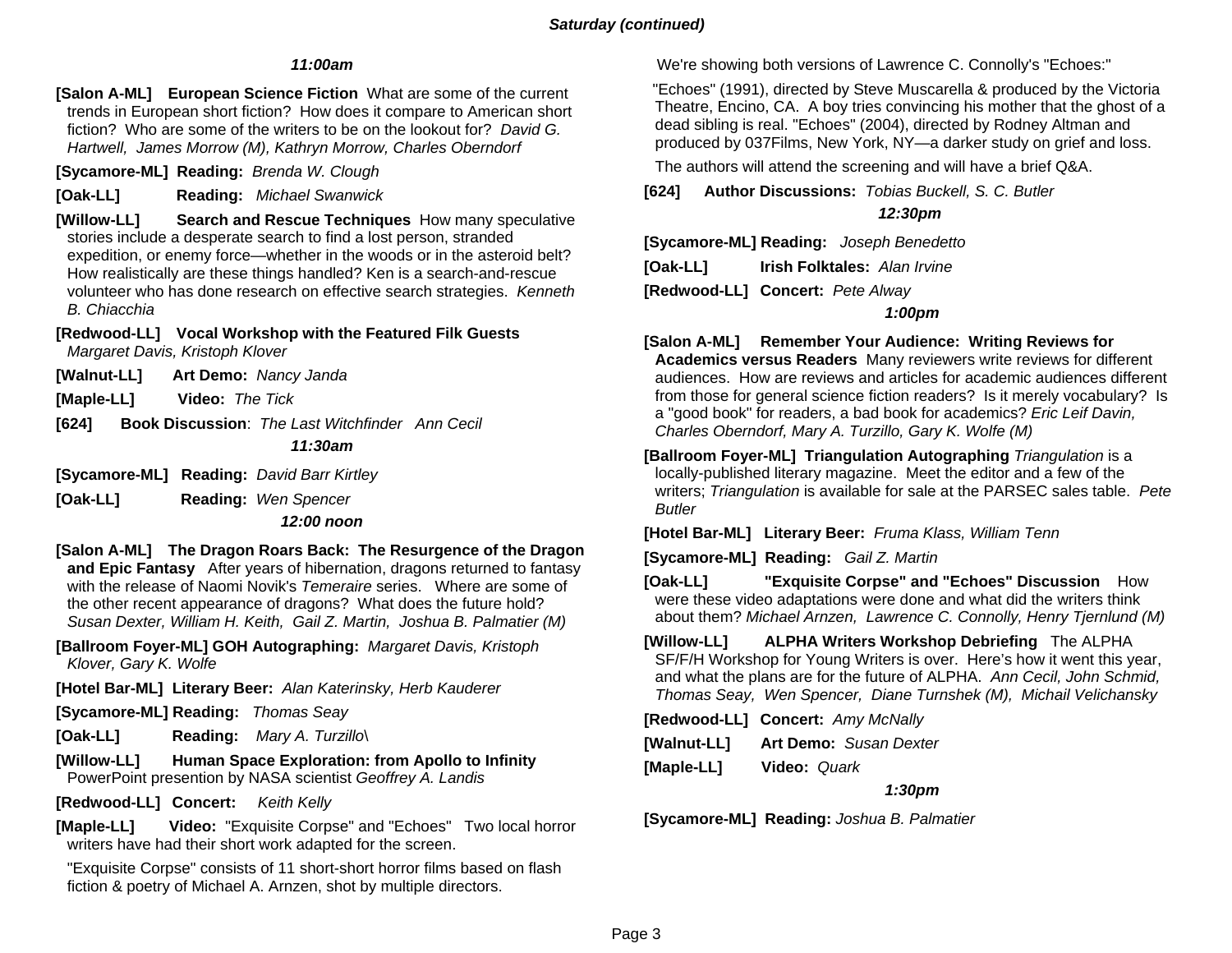## Saturday (continued)

### 11:00am

**[Salon A-ML] European Science Fiction** What are some of the current trends in European short fiction? How does it compare to American short fiction? Who are some of the writers to be on the lookout for? *David G. Hartwell, James Morrow (M), Kathryn Morrow, Charles Oberndorf*

**[Sycamore-ML] Reading:** *Brenda W. Clough*

**[Oak-LL] Reading:** *Michael Swanwick*

**[Willow-LL] Search and Rescue Techniques** How many speculative stories include a desperate search to find a lost person, stranded expedition, or enemy force—whether in the woods or in the asteroid belt? How realistically are these things handled? Ken is a search-and-rescue volunteer who has done research on effective search strategies. *Kenneth B. Chiacchia*

**[Redwood-LL] Vocal Workshop with the Featured Filk Guests** *Margaret Davis, Kristoph Klover*

**[Walnut-LL] Art Demo:** *Nancy Janda*

**[Maple-LL] Video:** *The Tick*

**[624] Book Discussion**: *The Last Witchfinder Ann Cecil*

### 11:30am

**[Sycamore-ML] Reading:** *David Barr Kirtley*

**[Oak-LL] Reading:** *Wen Spencer*

### 12:00 noon

**[Salon A-ML] The Dragon Roars Back: The Resurgence of the Dragon and Epic Fantasy** After years of hibernation, dragons returned to fantasy with the release of Naomi Novik's *Temeraire* series. Where are some of the other recent appearance of dragons? What does the future hold? *Susan Dexter, William H. Keith, Gail Z. Martin, Joshua B. Palmatier (M)*

**[Ballroom Foyer-ML] GOH Autographing:** *Margaret Davis, Kristoph Klover, Gary K. Wolfe*

**[Hotel Bar-ML] Literary Beer:** *Alan Katerinsky, Herb Kauderer*

**[Sycamore-ML] Reading:** *Thomas Seay*

**[Oak-LL] Reading:** *Mary A. Turzillo\*

**[Willow-LL] Human Space Exploration: from Apollo to Infinity** PowerPoint presention by NASA scientist *Geoffrey A. Landis*

**[Redwood-LL] Concert:** *Keith Kelly*

**[Maple-LL] Video:** "Exquisite Corpse" and "Echoes" Two local horror writers have had their short work adapted for the screen.

"Exquisite Corpse" consists of 11 short-short horror films based on flash fiction & poetry of Michael A. Arnzen, shot by multiple directors.

We're showing both versions of Lawrence C. Connolly's "Echoes:"

"Echoes" (1991), directed by Steve Muscarella & produced by the Victoria Theatre, Encino, CA. A boy tries convincing his mother that the ghost of a dead sibling is real. "Echoes" (2004), directed by Rodney Altman and produced by 037Films, New York, NY—a darker study on grief and loss.

The authors will attend the screening and will have a brief Q&A.

**[624] Author Discussions:** *Tobias Buckell, S. C. Butler*

### 12:30pm

**[Sycamore-ML] Reading:** *Joseph Benedetto*

**[Oak-LL] Irish Folktales:** *Alan Irvine*

**[Redwood-LL] Concert:** *Pete Alway*

### 1:00pm

**[Salon A-ML] Remember Your Audience: Writing Reviews for Academics versus Readers** Many reviewers write reviews for different audiences. How are reviews and articles for academic audiences different from those for general science fiction readers? Is it merely vocabulary? Is a "good book" for readers, a bad book for academics? *Eric Leif Davin, Charles Oberndorf, Mary A. Turzillo, Gary K. Wolfe (M)*

**[Ballroom Foyer-ML] Triangulation Autographing** *Triangulation* is a locally-published literary magazine. Meet the editor and a few of the writers; *Triangulation* is available for sale at the PARSEC sales table. *Pete Butler*

**[Hotel Bar-ML] Literary Beer:** *Fruma Klass, William Tenn*

**[Sycamore-ML] Reading:** *Gail Z. Martin*

**[Oak-LL] "Exquisite Corpse" and "Echoes" Discussion** How were these video adaptations were done and what did the writers think about them? *Michael Arnzen, Lawrence C. Connolly, Henry Tjernlund (M)*

**[Willow-LL] ALPHA Writers Workshop Debriefing** The ALPHA SF/F/H Workshop for Young Writers is over. Here's how it went this year, and what the plans are for the future of ALPHA. *Ann Cecil, John Schmid, Thomas Seay, Wen Spencer, Diane Turnshek (M), Michail Velichansky*

**[Redwood-LL] Concert:** *Amy McNally*

**[Walnut-LL] Art Demo:** *Susan Dexter*

**[Maple-LL] Video:** *Quark*

### 1:30pm

**[Sycamore-ML] Reading:** *Joshua B. Palmatier*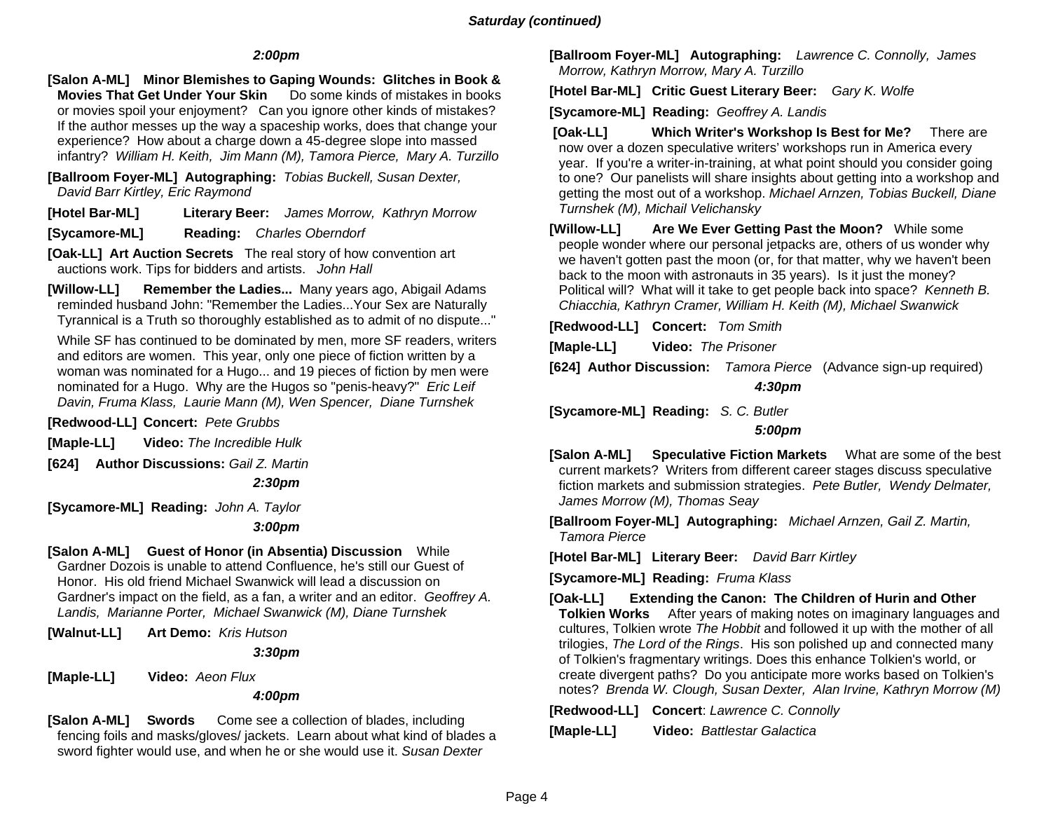## Saturday (continued)

### 2:00pm

**[Salon A-ML] Minor Blemishes to Gaping Wounds: Glitches in Book & Movies That Get Under Your Skin** Do some kinds of mistakes in books or movies spoil your enjoyment? Can you ignore other kinds of mistakes? If the author messes up the way a spaceship works, does that change your experience? How about a charge down a 45-degree slope into massed infantry? *William H. Keith, Jim Mann (M), Tamora Pierce, Mary A. Turzillo*

**[Ballroom Foyer-ML] Autographing:** *Tobias Buckell, Susan Dexter, David Barr Kirtley, Eric Raymond*

**[Hotel Bar-ML] Literary Beer:** *James Morrow, Kathryn Morrow*

**[Sycamore-ML] Reading:** *Charles Oberndorf*

**[Oak-LL] Art Auction Secrets** The real story of how convention art auctions work. Tips for bidders and artists. *John Hall*

**[Willow-LL] Remember the Ladies...** Many years ago, Abigail Adams reminded husband John: "Remember the Ladies...Your Sex are Naturally Tyrannical is a Truth so thoroughly established as to admit of no dispute..."

While SF has continued to be dominated by men, more SF readers, writers and editors are women. This year, only one piece of fiction written by a woman was nominated for a Hugo... and 19 pieces of fiction by men were nominated for a Hugo. Why are the Hugos so "penis-heavy?" *Eric Leif Davin, Fruma Klass, Laurie Mann (M), Wen Spencer, Diane Turnshek*

**[Redwood-LL] Concert:** *Pete Grubbs*

**[Maple-LL] Video:** *The Incredible Hulk*

**[624] Author Discussions:** *Gail Z. Martin*

### 2:30pm

**[Sycamore-ML] Reading:** *John A. Taylor*

### 3:00pm

**[Salon A-ML] Guest of Honor (in Absentia) Discussion** While Gardner Dozois is unable to attend Confluence, he's still our Guest of Honor. His old friend Michael Swanwick will lead a discussion on Gardner's impact on the field, as a fan, a writer and an editor. *Geoffrey A. Landis, Marianne Porter, Michael Swanwick (M), Diane Turnshek*

**[Walnut-LL] Art Demo:** *Kris Hutson*

### 3:30pm

**[Maple-LL] Video:** *Aeon Flux*

### 4:00pm

**[Salon A-ML] Swords** Come see a collection of blades, including fencing foils and masks/gloves/ jackets. Learn about what kind of blades a sword fighter would use, and when he or she would use it. *Susan Dexter*

**[Ballroom Foyer-ML] Autographing:** *Lawrence C. Connolly, James Morrow, Kathryn Morrow, Mary A. Turzillo*

**[Hotel Bar-ML] Critic Guest Literary Beer:** *Gary K. Wolfe*

**[Sycamore-ML] Reading:** *Geoffrey A. Landis*

**[Oak-LL] Which Writer's Workshop Is Best for Me?** There are now over a dozen speculative writers' workshops run in America every year. If you're a writer-in-training, at what point should you consider going to one? Our panelists will share insights about getting into a workshop and getting the most out of a workshop. *Michael Arnzen, Tobias Buckell, Diane Turnshek (M), Michail Velichansky*

**[Willow-LL] Are We Ever Getting Past the Moon?** While some people wonder where our personal jetpacks are, others of us wonder why we haven't gotten past the moon (or, for that matter, why we haven't been back to the moon with astronauts in 35 years). Is it just the money? Political will? What will it take to get people back into space? *Kenneth B. Chiacchia, Kathryn Cramer, William H. Keith (M), Michael Swanwick*

**[Redwood-LL] Concert:** *Tom Smith*

**[Maple-LL] Video:** *The Prisoner*

**[624] Author Discussion:** *Tamora Pierce* (Advance sign-up required)

### 4:30pm

**[Sycamore-ML] Reading:** *S. C. Butler*

### 5:00pm

**[Salon A-ML] Speculative Fiction Markets** What are some of the best current markets? Writers from different career stages discuss speculative fiction markets and submission strategies. *Pete Butler, Wendy Delmater, James Morrow (M), Thomas Seay*

**[Ballroom Foyer-ML] Autographing:** *Michael Arnzen, Gail Z. Martin, Tamora Pierce*

**[Hotel Bar-ML] Literary Beer:** *David Barr Kirtley*

**[Sycamore-ML] Reading:** *Fruma Klass*

**[Oak-LL] Extending the Canon: The Children of Hurin and Other Tolkien Works** After years of making notes on imaginary languages and cultures, Tolkien wrote *The Hobbit* and followed it up with the mother of all trilogies, *The Lord of the Rings*. His son polished up and connected many of Tolkien's fragmentary writings. Does this enhance Tolkien's world, or create divergent paths? Do you anticipate more works based on Tolkien's notes? *Brenda W. Clough, Susan Dexter, Alan Irvine, Kathryn Morrow (M)*

**[Redwood-LL] Concert**: *Lawrence C. Connolly*

**[Maple-LL] Video:** *Battlestar Galactica*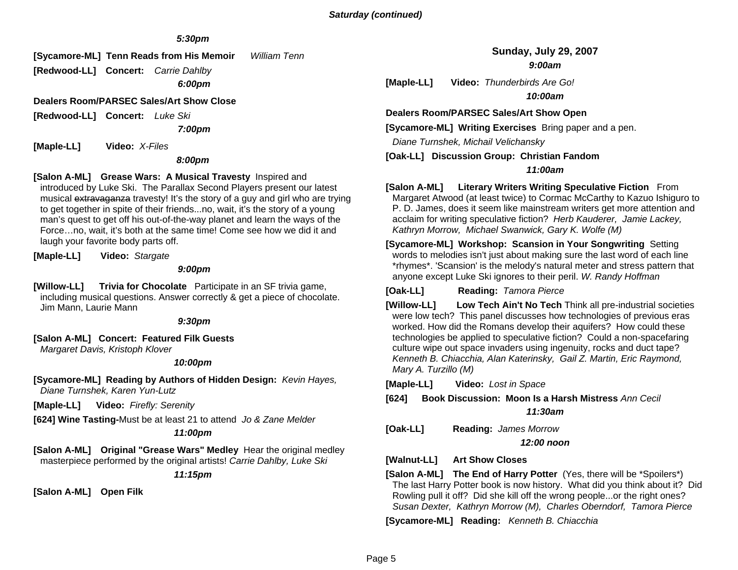*Saturday (continued)*

***5:30pm***

**[Sycamore-ML] Tenn Reads from His Memoir** *William Tenn*

**[Redwood-LL] Concert:** *Carrie Dahlby*

***6:00pm***

**Dealers Room/PARSEC Sales/Art Show Close**

**[Redwood-LL] Concert:** *Luke Ski*

***7:00pm***

**[Maple-LL] Video:** *X-Files*

***8:00pm***

**[Salon A-ML] Grease Wars: A Musical Travesty** Inspired and introduced by Luke Ski. The Parallax Second Players present our latest musical ~~extravaganza~~ travesty! It's the story of a guy and girl who are trying to get together in spite of their friends...no, wait, it's the story of a young man's quest to get off his out-of-the-way planet and learn the ways of the Force…no, wait, it's both at the same time! Come see how we did it and laugh your favorite body parts off.

**[Maple-LL] Video:** *Stargate*

***9:00pm***

**[Willow-LL] Trivia for Chocolate** Participate in an SF trivia game, including musical questions. Answer correctly & get a piece of chocolate. Jim Mann, Laurie Mann

***9:30pm***

**[Salon A-ML] Concert: Featured Filk Guests**
*Margaret Davis, Kristoph Klover*

***10:00pm***

**[Sycamore-ML] Reading by Authors of Hidden Design:** *Kevin Hayes, Diane Turnshek, Karen Yun-Lutz*

**[Maple-LL] Video:** *Firefly: Serenity*

**[624] Wine Tasting-**Must be at least 21 to attend *Jo & Zane Melder*

***11:00pm***

**[Salon A-ML] Original "Grease Wars" Medley** Hear the original medley masterpiece performed by the original artists! *Carrie Dahlby, Luke Ski*

***11:15pm***

**[Salon A-ML] Open Filk**

## Sunday, July 29, 2007

***9:00am***

**[Maple-LL] Video:** *Thunderbirds Are Go!*

***10:00am***

**Dealers Room/PARSEC Sales/Art Show Open**

**[Sycamore-ML] Writing Exercises** Bring paper and a pen.
*Diane Turnshek, Michail Velichansky*

**[Oak-LL] Discussion Group: Christian Fandom**

***11:00am***

**[Salon A-ML] Literary Writers Writing Speculative Fiction** From Margaret Atwood (at least twice) to Cormac McCarthy to Kazuo Ishiguro to P. D. James, does it seem like mainstream writers get more attention and acclaim for writing speculative fiction? *Herb Kauderer, Jamie Lackey, Kathryn Morrow, Michael Swanwick, Gary K. Wolfe (M)*

**[Sycamore-ML] Workshop: Scansion in Your Songwriting** Setting words to melodies isn't just about making sure the last word of each line *rhymes*. 'Scansion' is the melody's natural meter and stress pattern that anyone except Luke Ski ignores to their peril. *W. Randy Hoffman*

**[Oak-LL] Reading:** *Tamora Pierce*

**[Willow-LL] Low Tech Ain't No Tech** Think all pre-industrial societies were low tech? This panel discusses how technologies of previous eras worked. How did the Romans develop their aquifers? How could these technologies be applied to speculative fiction? Could a non-spacefaring culture wipe out space invaders using ingenuity, rocks and duct tape? *Kenneth B. Chiacchia, Alan Katerinsky, Gail Z. Martin, Eric Raymond, Mary A. Turzillo (M)*

**[Maple-LL] Video:** *Lost in Space*

**[624] Book Discussion: Moon Is a Harsh Mistress** *Ann Cecil*

***11:30am***

**[Oak-LL] Reading:** *James Morrow*

***12:00 noon***

**[Walnut-LL] Art Show Closes**

**[Salon A-ML] The End of Harry Potter** (Yes, there will be *Spoilers*) The last Harry Potter book is now history. What did you think about it? Did Rowling pull it off? Did she kill off the wrong people...or the right ones? *Susan Dexter, Kathryn Morrow (M), Charles Oberndorf, Tamora Pierce*

**[Sycamore-ML] Reading:** *Kenneth B. Chiacchia*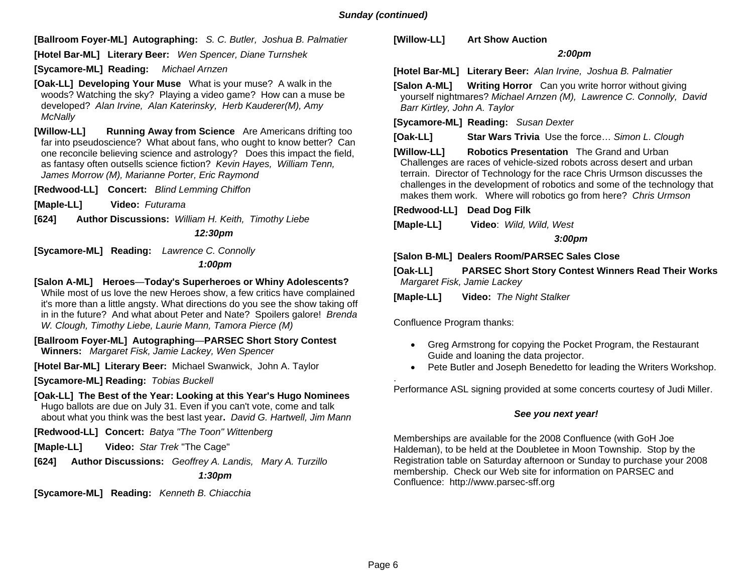***Sunday (continued)***

**[Ballroom Foyer-ML] Autographing:** *S. C. Butler, Joshua B. Palmatier*

**[Hotel Bar-ML] Literary Beer:** *Wen Spencer, Diane Turnshek*

**[Sycamore-ML] Reading:** *Michael Arnzen*

**[Oak-LL] Developing Your Muse** What is your muse? A walk in the woods? Watching the sky? Playing a video game? How can a muse be developed? *Alan Irvine, Alan Katerinsky, Herb Kauderer(M), Amy McNally*

**[Willow-LL] Running Away from Science** Are Americans drifting too far into pseudoscience? What about fans, who ought to know better? Can one reconcile believing science and astrology? Does this impact the field, as fantasy often outsells science fiction? *Kevin Hayes, William Tenn, James Morrow (M), Marianne Porter, Eric Raymond*

**[Redwood-LL] Concert:** *Blind Lemming Chiffon*

**[Maple-LL] Video:** *Futurama*

**[624] Author Discussions:** *William H. Keith, Timothy Liebe*

***12:30pm***

**[Sycamore-ML] Reading:** *Lawrence C. Connolly*

***1:00pm***

**[Salon A-ML] Heroes—Today's Superheroes or Whiny Adolescents?** While most of us love the new Heroes show, a few critics have complained it's more than a little angsty. What directions do you see the show taking off in in the future? And what about Peter and Nate? Spoilers galore! *Brenda W. Clough, Timothy Liebe, Laurie Mann, Tamora Pierce (M)*

**[Ballroom Foyer-ML] Autographing—PARSEC Short Story Contest Winners:** *Margaret Fisk, Jamie Lackey, Wen Spencer*

**[Hotel Bar-ML] Literary Beer:** Michael Swanwick, John A. Taylor

**[Sycamore-ML] Reading:** *Tobias Buckell*

**[Oak-LL] The Best of the Year: Looking at this Year's Hugo Nominees** Hugo ballots are due on July 31. Even if you can't vote, come and talk about what you think was the best last year**.** *David G. Hartwell, Jim Mann*

**[Redwood-LL] Concert:** *Batya "The Toon" Wittenberg*

**[Maple-LL] Video:** *Star Trek* "The Cage"

**[624] Author Discussions:** *Geoffrey A. Landis, Mary A. Turzillo*

***1:30pm***

**[Sycamore-ML] Reading:** *Kenneth B. Chiacchia*

**[Willow-LL] Art Show Auction**

***2:00pm***

**[Hotel Bar-ML] Literary Beer:** *Alan Irvine, Joshua B. Palmatier*

**[Salon A-ML] Writing Horror** Can you write horror without giving yourself nightmares? *Michael Arnzen (M), Lawrence C. Connolly, David Barr Kirtley, John A. Taylor*

**[Sycamore-ML] Reading:** *Susan Dexter*

**[Oak-LL] Star Wars Trivia** Use the force… *Simon L. Clough*

**[Willow-LL] Robotics Presentation** The Grand and Urban Challenges are races of vehicle-sized robots across desert and urban terrain. Director of Technology for the race Chris Urmson discusses the challenges in the development of robotics and some of the technology that makes them work. Where will robotics go from here? *Chris Urmson*

**[Redwood-LL] Dead Dog Filk**

**[Maple-LL] Video**: *Wild, Wild, West*

***3:00pm***

**[Salon B-ML] Dealers Room/PARSEC Sales Close**

**[Oak-LL] PARSEC Short Story Contest Winners Read Their Works** *Margaret Fisk, Jamie Lackey*

**[Maple-LL] Video:** *The Night Stalker*

Confluence Program thanks:

- Greg Armstrong for copying the Pocket Program, the Restaurant Guide and loaning the data projector.
- Pete Butler and Joseph Benedetto for leading the Writers Workshop.

.
Performance ASL signing provided at some concerts courtesy of Judi Miller.

***See you next year!***

Memberships are available for the 2008 Confluence (with GoH Joe Haldeman), to be held at the Doubletee in Moon Township. Stop by the Registration table on Saturday afternoon or Sunday to purchase your 2008 membership. Check our Web site for information on PARSEC and Confluence: http://www.parsec-sff.org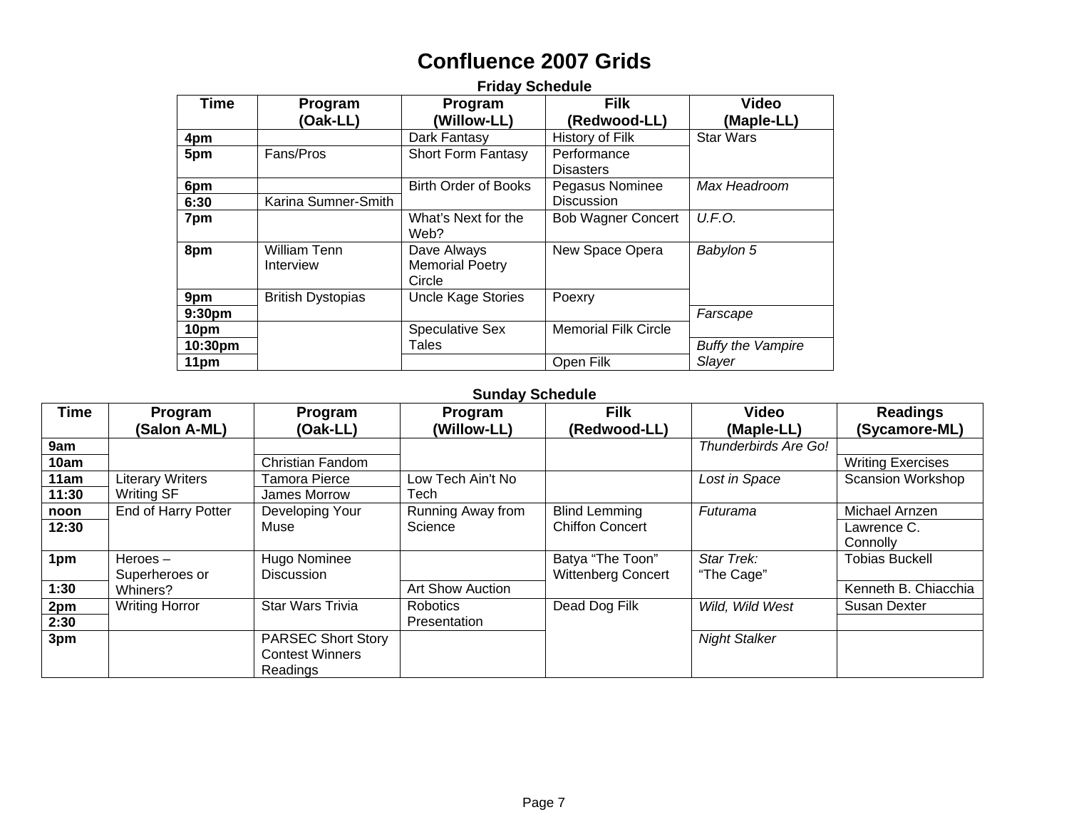# Confluence 2007 Grids

### Friday Schedule

| Time | Program (Oak-LL) | Program (Willow-LL) | Filk (Redwood-LL) | Video (Maple-LL) |
|---|---|---|---|---|
| **4pm** | | Dark Fantasy | History of Filk | Star Wars |
| **5pm** | Fans/Pros | Short Form Fantasy | Performance Disasters | |
| **6pm** | | Birth Order of Books | Pegasus Nominee Discussion | *Max Headroom* |
| **6:30** | Karina Sumner-Smith | | | |
| **7pm** | | What's Next for the Web? | Bob Wagner Concert | *U.F.O.* |
| **8pm** | William Tenn Interview | Dave Always Memorial Poetry Circle | New Space Opera | *Babylon 5* |
| **9pm** | British Dystopias | Uncle Kage Stories | Poexry | |
| **9:30pm** | | | | *Farscape* |
| **10pm** | | Speculative Sex Tales | Memorial Filk Circle | |
| **10:30pm** | | | | *Buffy the Vampire Slayer* |
| **11pm** | | | Open Filk | |

### Sunday Schedule

| Time | Program (Salon A-ML) | Program (Oak-LL) | Program (Willow-LL) | Filk (Redwood-LL) | Video (Maple-LL) | Readings (Sycamore-ML) |
|---|---|---|---|---|---|---|
| **9am** | | | | | *Thunderbirds Are Go!* | |
| **10am** | | Christian Fandom | | | | Writing Exercises |
| **11am** | Literary Writers Writing SF | Tamora Pierce | Low Tech Ain't No Tech | | *Lost in Space* | Scansion Workshop |
| **11:30** | | James Morrow | | | | |
| **noon** | End of Harry Potter | Developing Your Muse | Running Away from Science | Blind Lemming Chiffon Concert | *Futurama* | Michael Arnzen |
| **12:30** | | | | | | Lawrence C. Connolly |
| **1pm** | Heroes – Superheroes or Whiners? | Hugo Nominee Discussion | | Batya "The Toon" Wittenberg Concert | *Star Trek:* "The Cage" | Tobias Buckell |
| **1:30** | | | Art Show Auction | | | Kenneth B. Chiacchia |
| **2pm** | Writing Horror | Star Wars Trivia | Robotics Presentation | Dead Dog Filk | *Wild, Wild West* | Susan Dexter |
| **2:30** | | | | | | |
| **3pm** | | PARSEC Short Story Contest Winners Readings | | | *Night Stalker* | |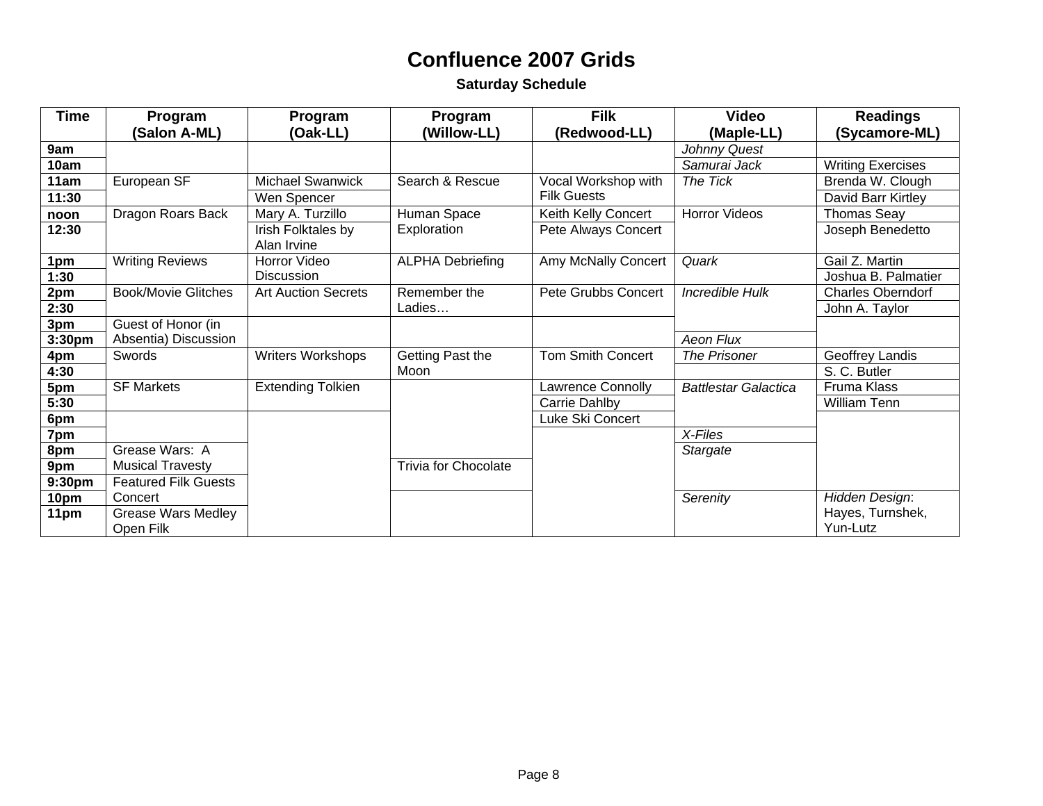# Confluence 2007 Grids

**Saturday Schedule**

| Time | Program (Salon A-ML) | Program (Oak-LL) | Program (Willow-LL) | Filk (Redwood-LL) | Video (Maple-LL) | Readings (Sycamore-ML) |
|---|---|---|---|---|---|---|
| **9am** | | | | | *Johnny Quest* | |
| **10am** | | | | | *Samurai Jack* | Writing Exercises |
| **11am** | European SF | Michael Swanwick | Search & Rescue | Vocal Workshop with Filk Guests | *The Tick* | Brenda W. Clough |
| **11:30** | | Wen Spencer | | | | David Barr Kirtley |
| **noon** | Dragon Roars Back | Mary A. Turzillo | Human Space Exploration | Keith Kelly Concert | Horror Videos | Thomas Seay |
| **12:30** | | Irish Folktales by Alan Irvine | | Pete Always Concert | | Joseph Benedetto |
| **1pm** | Writing Reviews | Horror Video Discussion | ALPHA Debriefing | Amy McNally Concert | *Quark* | Gail Z. Martin |
| **1:30** | | | | | | Joshua B. Palmatier |
| **2pm** | Book/Movie Glitches | Art Auction Secrets | Remember the Ladies… | Pete Grubbs Concert | *Incredible Hulk* | Charles Oberndorf |
| **2:30** | | | | | | John A. Taylor |
| **3pm** | Guest of Honor (in Absentia) Discussion | | | | | |
| **3:30pm** | | | | | *Aeon Flux* | |
| **4pm** | Swords | Writers Workshops | Getting Past the Moon | Tom Smith Concert | *The Prisoner* | Geoffrey Landis |
| **4:30** | | | | | | S. C. Butler |
| **5pm** | SF Markets | Extending Tolkien | | Lawrence Connolly | *Battlestar Galactica* | Fruma Klass |
| **5:30** | | | | Carrie Dahlby | | William Tenn |
| **6pm** | | | | Luke Ski Concert | | |
| **7pm** | | | | | *X-Files* | |
| **8pm** | Grease Wars: A Musical Travesty | | | | *Stargate* | |
| **9pm** | | | Trivia for Chocolate | | | |
| **9:30pm** | Featured Filk Guests Concert | | | | | |
| **10pm** | | | | | *Serenity* | *Hidden Design*: Hayes, Turnshek, Yun-Lutz |
| **11pm** | Grease Wars Medley Open Filk | | | | | |